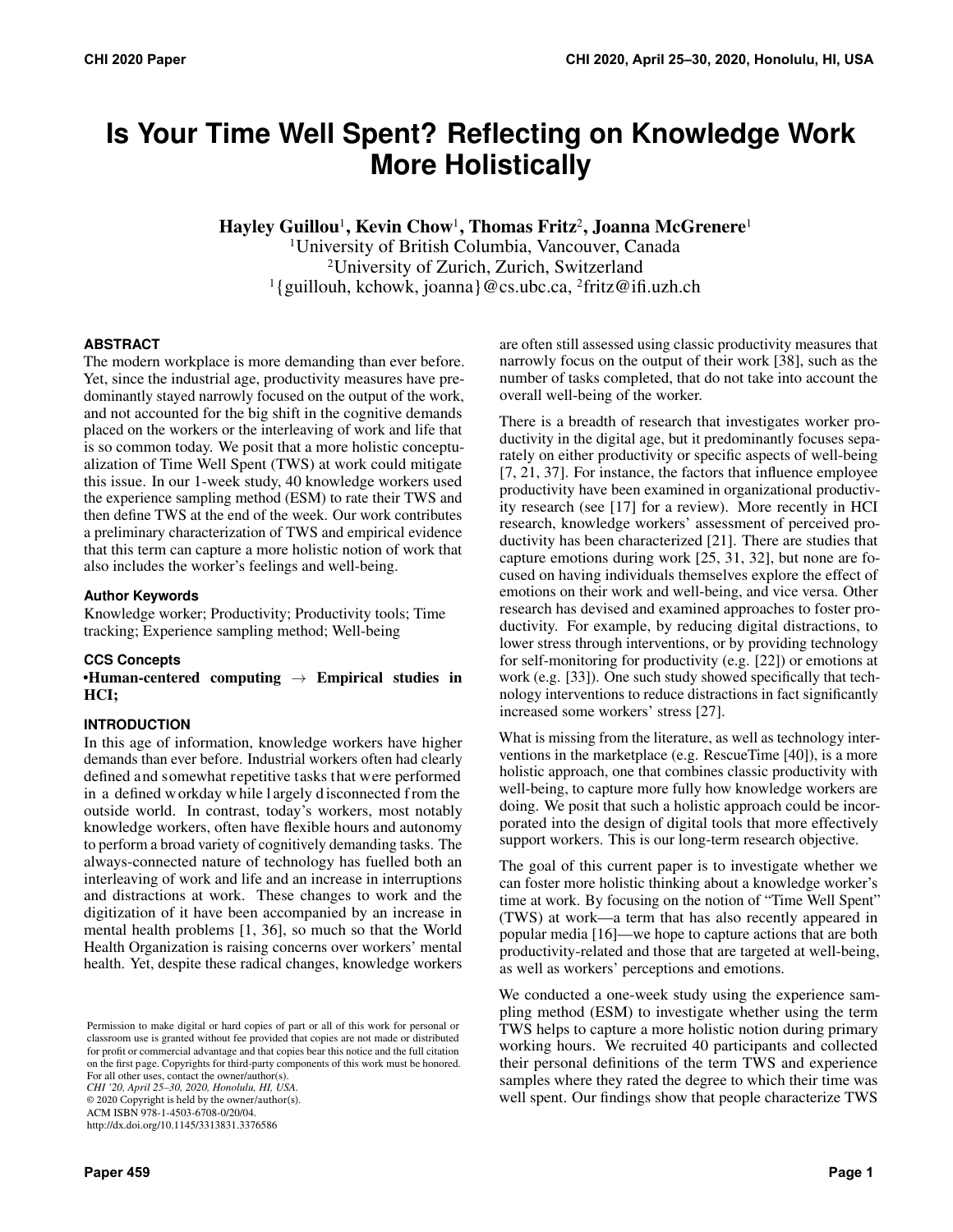# Is Your Time Well Spent? Reflecting on Knowledge Work More Holistically

**Hayley Guillou[1], Kevin Chow[1], Thomas Fritz[2], Joanna McGrenere[1]**

[1]University of British Columbia, Vancouver, Canada

[2]University of Zurich, Zurich, Switzerland

[1]{guillouh, kchowk, joanna}@cs.ubc.ca, [2]fritz@ifi.uzh.ch

## ABSTRACT

The modern workplace is more demanding than ever before. Yet, since the industrial age, productivity measures have predominantly stayed narrowly focused on the output of the work, and not accounted for the big shift in the cognitive demands placed on the workers or the interleaving of work and life that is so common today. We posit that a more holistic conceptualization of Time Well Spent (TWS) at work could mitigate this issue. In our 1-week study, 40 knowledge workers used the experience sampling method (ESM) to rate their TWS and then define TWS at the end of the week. Our work contributes a preliminary characterization of TWS and empirical evidence that this term can capture a more holistic notion of work that also includes the worker's feelings and well-being.

### Author Keywords

Knowledge worker; Productivity; Productivity tools; Time tracking; Experience sampling method; Well-being

### CCS Concepts

**•Human-centered computing → Empirical studies in HCI;**

## INTRODUCTION

In this age of information, knowledge workers have higher demands than ever before. Industrial workers often had clearly defined and somewhat repetitive tasks that were performed in a defined workday while largely disconnected from the outside world. In contrast, today's workers, most notably knowledge workers, often have flexible hours and autonomy to perform a broad variety of cognitively demanding tasks. The always-connected nature of technology has fuelled both an interleaving of work and life and an increase in interruptions and distractions at work. These changes to work and the digitization of it have been accompanied by an increase in mental health problems [1, 36], so much so that the World Health Organization is raising concerns over workers' mental health. Yet, despite these radical changes, knowledge workers are often still assessed using classic productivity measures that narrowly focus on the output of their work [38], such as the number of tasks completed, that do not take into account the overall well-being of the worker.

There is a breadth of research that investigates worker productivity in the digital age, but it predominantly focuses separately on either productivity or specific aspects of well-being [7, 21, 37]. For instance, the factors that influence employee productivity have been examined in organizational productivity research (see [17] for a review). More recently in HCI research, knowledge workers' assessment of perceived productivity has been characterized [21]. There are studies that capture emotions during work [25, 31, 32], but none are focused on having individuals themselves explore the effect of emotions on their work and well-being, and vice versa. Other research has devised and examined approaches to foster productivity. For example, by reducing digital distractions, to lower stress through interventions, or by providing technology for self-monitoring for productivity (e.g. [22]) or emotions at work (e.g. [33]). One such study showed specifically that technology interventions to reduce distractions in fact significantly increased some workers' stress [27].

What is missing from the literature, as well as technology interventions in the marketplace (e.g. RescueTime [40]), is a more holistic approach, one that combines classic productivity with well-being, to capture more fully how knowledge workers are doing. We posit that such a holistic approach could be incorporated into the design of digital tools that more effectively support workers. This is our long-term research objective.

The goal of this current paper is to investigate whether we can foster more holistic thinking about a knowledge worker's time at work. By focusing on the notion of "Time Well Spent" (TWS) at work—a term that has also recently appeared in popular media [16]—we hope to capture actions that are both productivity-related and those that are targeted at well-being, as well as workers' perceptions and emotions.

We conducted a one-week study using the experience sampling method (ESM) to investigate whether using the term TWS helps to capture a more holistic notion during primary working hours. We recruited 40 participants and collected their personal definitions of the term TWS and experience samples where they rated the degree to which their time was well spent. Our findings show that people characterize TWS

Permission to make digital or hard copies of part or all of this work for personal or classroom use is granted without fee provided that copies are not made or distributed for profit or commercial advantage and that copies bear this notice and the full citation on the first page. Copyrights for third-party components of this work must be honored. For all other uses, contact the owner/author(s).
*CHI '20, April 25–30, 2020, Honolulu, HI, USA.*
© 2020 Copyright is held by the owner/author(s).
ACM ISBN 978-1-4503-6708-0/20/04.
http://dx.doi.org/10.1145/3313831.3376586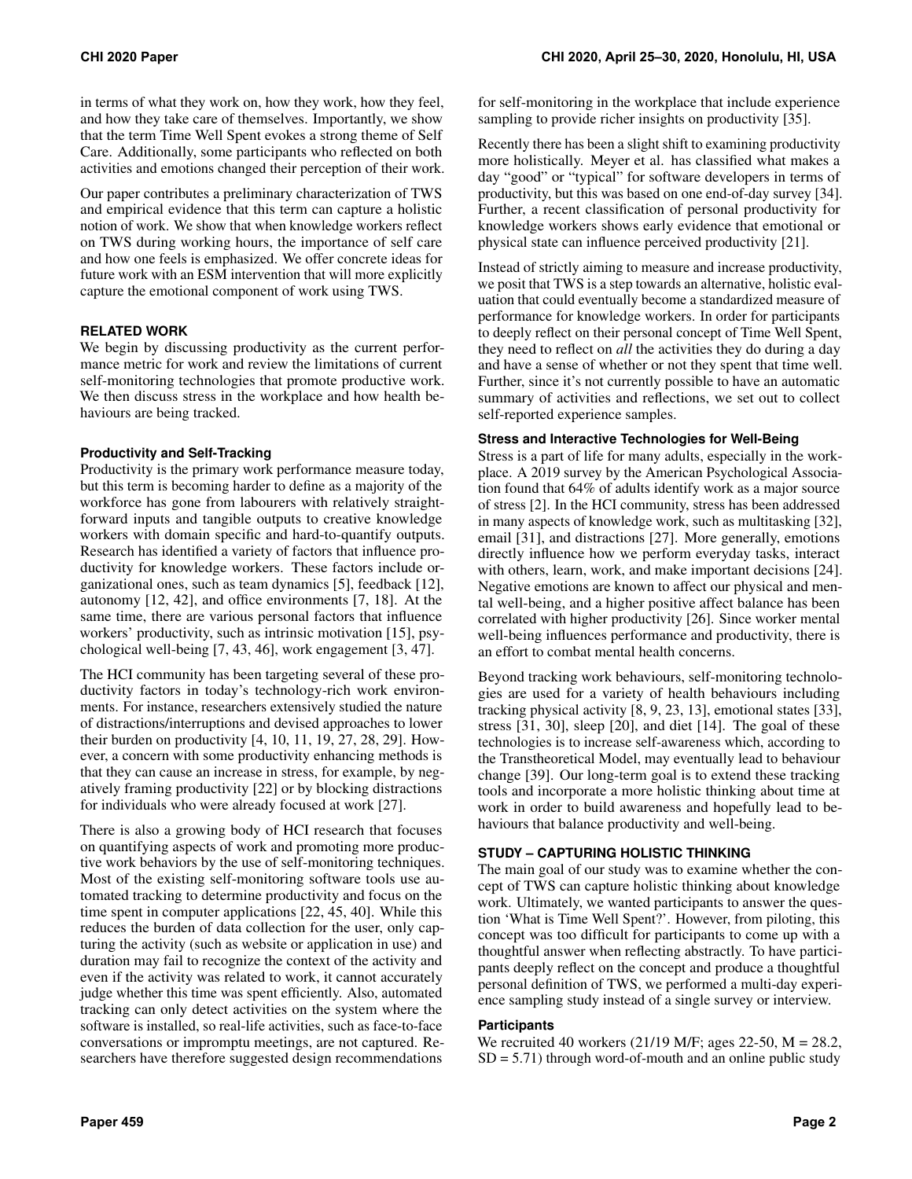in terms of what they work on, how they work, how they feel, and how they take care of themselves. Importantly, we show that the term Time Well Spent evokes a strong theme of Self Care. Additionally, some participants who reflected on both activities and emotions changed their perception of their work.

Our paper contributes a preliminary characterization of TWS and empirical evidence that this term can capture a holistic notion of work. We show that when knowledge workers reflect on TWS during working hours, the importance of self care and how one feels is emphasized. We offer concrete ideas for future work with an ESM intervention that will more explicitly capture the emotional component of work using TWS.

## RELATED WORK

We begin by discussing productivity as the current performance metric for work and review the limitations of current self-monitoring technologies that promote productive work. We then discuss stress in the workplace and how health behaviours are being tracked.

### Productivity and Self-Tracking

Productivity is the primary work performance measure today, but this term is becoming harder to define as a majority of the workforce has gone from labourers with relatively straightforward inputs and tangible outputs to creative knowledge workers with domain specific and hard-to-quantify outputs. Research has identified a variety of factors that influence productivity for knowledge workers. These factors include organizational ones, such as team dynamics [5], feedback [12], autonomy [12, 42], and office environments [7, 18]. At the same time, there are various personal factors that influence workers' productivity, such as intrinsic motivation [15], psychological well-being [7, 43, 46], work engagement [3, 47].

The HCI community has been targeting several of these productivity factors in today's technology-rich work environments. For instance, researchers extensively studied the nature of distractions/interruptions and devised approaches to lower their burden on productivity [4, 10, 11, 19, 27, 28, 29]. However, a concern with some productivity enhancing methods is that they can cause an increase in stress, for example, by negatively framing productivity [22] or by blocking distractions for individuals who were already focused at work [27].

There is also a growing body of HCI research that focuses on quantifying aspects of work and promoting more productive work behaviors by the use of self-monitoring techniques. Most of the existing self-monitoring software tools use automated tracking to determine productivity and focus on the time spent in computer applications [22, 45, 40]. While this reduces the burden of data collection for the user, only capturing the activity (such as website or application in use) and duration may fail to recognize the context of the activity and even if the activity was related to work, it cannot accurately judge whether this time was spent efficiently. Also, automated tracking can only detect activities on the system where the software is installed, so real-life activities, such as face-to-face conversations or impromptu meetings, are not captured. Researchers have therefore suggested design recommendations for self-monitoring in the workplace that include experience sampling to provide richer insights on productivity [35].

Recently there has been a slight shift to examining productivity more holistically. Meyer et al. has classified what makes a day "good" or "typical" for software developers in terms of productivity, but this was based on one end-of-day survey [34]. Further, a recent classification of personal productivity for knowledge workers shows early evidence that emotional or physical state can influence perceived productivity [21].

Instead of strictly aiming to measure and increase productivity, we posit that TWS is a step towards an alternative, holistic evaluation that could eventually become a standardized measure of performance for knowledge workers. In order for participants to deeply reflect on their personal concept of Time Well Spent, they need to reflect on *all* the activities they do during a day and have a sense of whether or not they spent that time well. Further, since it's not currently possible to have an automatic summary of activities and reflections, we set out to collect self-reported experience samples.

### Stress and Interactive Technologies for Well-Being

Stress is a part of life for many adults, especially in the workplace. A 2019 survey by the American Psychological Association found that 64% of adults identify work as a major source of stress [2]. In the HCI community, stress has been addressed in many aspects of knowledge work, such as multitasking [32], email [31], and distractions [27]. More generally, emotions directly influence how we perform everyday tasks, interact with others, learn, work, and make important decisions [24]. Negative emotions are known to affect our physical and mental well-being, and a higher positive affect balance has been correlated with higher productivity [26]. Since worker mental well-being influences performance and productivity, there is an effort to combat mental health concerns.

Beyond tracking work behaviours, self-monitoring technologies are used for a variety of health behaviours including tracking physical activity [8, 9, 23, 13], emotional states [33], stress [31, 30], sleep [20], and diet [14]. The goal of these technologies is to increase self-awareness which, according to the Transtheoretical Model, may eventually lead to behaviour change [39]. Our long-term goal is to extend these tracking tools and incorporate a more holistic thinking about time at work in order to build awareness and hopefully lead to behaviours that balance productivity and well-being.

## STUDY – CAPTURING HOLISTIC THINKING

The main goal of our study was to examine whether the concept of TWS can capture holistic thinking about knowledge work. Ultimately, we wanted participants to answer the question 'What is Time Well Spent?'. However, from piloting, this concept was too difficult for participants to come up with a thoughtful answer when reflecting abstractly. To have participants deeply reflect on the concept and produce a thoughtful personal definition of TWS, we performed a multi-day experience sampling study instead of a single survey or interview.

### Participants

We recruited 40 workers (21/19 M/F; ages 22-50, $M = 28.2$, $SD = 5.71$) through word-of-mouth and an online public study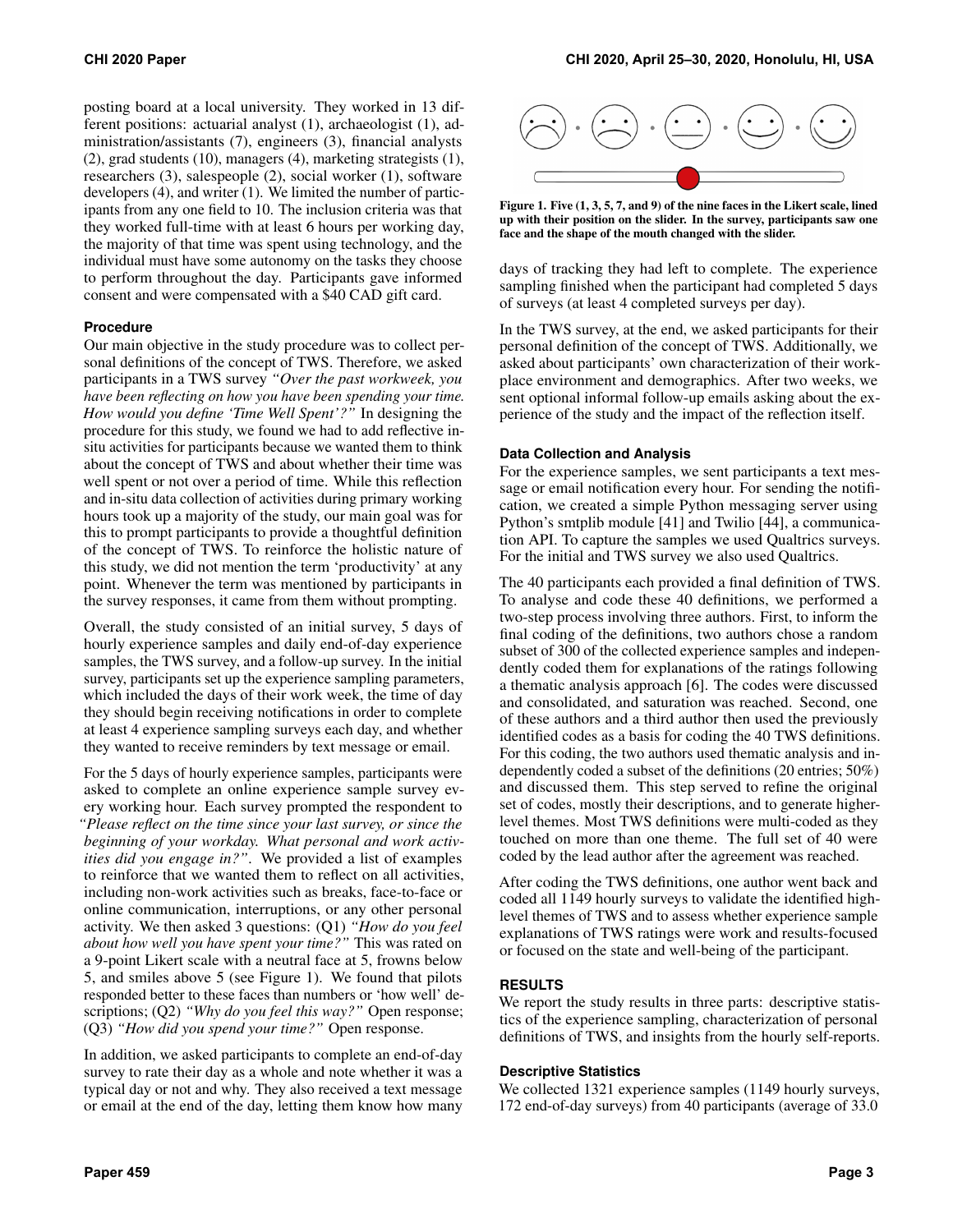posting board at a local university. They worked in 13 different positions: actuarial analyst (1), archaeologist (1), administration/assistants (7), engineers (3), financial analysts (2), grad students (10), managers (4), marketing strategists (1), researchers (3), salespeople (2), social worker (1), software developers (4), and writer (1). We limited the number of participants from any one field to 10. The inclusion criteria was that they worked full-time with at least 6 hours per working day, the majority of that time was spent using technology, and the individual must have some autonomy on the tasks they choose to perform throughout the day. Participants gave informed consent and were compensated with a $40 CAD gift card.

### Procedure

Our main objective in the study procedure was to collect personal definitions of the concept of TWS. Therefore, we asked participants in a TWS survey *"Over the past workweek, you have been reflecting on how you have been spending your time. How would you define 'Time Well Spent'?"* In designing the procedure for this study, we found we had to add reflective in-situ activities for participants because we wanted them to think about the concept of TWS and about whether their time was well spent or not over a period of time. While this reflection and in-situ data collection of activities during primary working hours took up a majority of the study, our main goal was for this to prompt participants to provide a thoughtful definition of the concept of TWS. To reinforce the holistic nature of this study, we did not mention the term 'productivity' at any point. Whenever the term was mentioned by participants in the survey responses, it came from them without prompting.

Overall, the study consisted of an initial survey, 5 days of hourly experience samples and daily end-of-day experience samples, the TWS survey, and a follow-up survey. In the initial survey, participants set up the experience sampling parameters, which included the days of their work week, the time of day they should begin receiving notifications in order to complete at least 4 experience sampling surveys each day, and whether they wanted to receive reminders by text message or email.

For the 5 days of hourly experience samples, participants were asked to complete an online experience sample survey every working hour. Each survey prompted the respondent to *"Please reflect on the time since your last survey, or since the beginning of your workday. What personal and work activities did you engage in?"*. We provided a list of examples to reinforce that we wanted them to reflect on all activities, including non-work activities such as breaks, face-to-face or online communication, interruptions, or any other personal activity. We then asked 3 questions: (Q1) *"How do you feel about how well you have spent your time?"* This was rated on a 9-point Likert scale with a neutral face at 5, frowns below 5, and smiles above 5 (see Figure 1). We found that pilots responded better to these faces than numbers or 'how well' descriptions; (Q2) *"Why do you feel this way?"* Open response; (Q3) *"How did you spend your time?"* Open response.

In addition, we asked participants to complete an end-of-day survey to rate their day as a whole and note whether it was a typical day or not and why. They also received a text message or email at the end of the day, letting them know how many

**Figure 1. Five (1, 3, 5, 7, and 9) of the nine faces in the Likert scale, lined up with their position on the slider. In the survey, participants saw one face and the shape of the mouth changed with the slider.**

days of tracking they had left to complete. The experience sampling finished when the participant had completed 5 days of surveys (at least 4 completed surveys per day).

In the TWS survey, at the end, we asked participants for their personal definition of the concept of TWS. Additionally, we asked about participants' own characterization of their workplace environment and demographics. After two weeks, we sent optional informal follow-up emails asking about the experience of the study and the impact of the reflection itself.

### Data Collection and Analysis

For the experience samples, we sent participants a text message or email notification every hour. For sending the notification, we created a simple Python messaging server using Python's smtplib module [41] and Twilio [44], a communication API. To capture the samples we used Qualtrics surveys. For the initial and TWS survey we also used Qualtrics.

The 40 participants each provided a final definition of TWS. To analyse and code these 40 definitions, we performed a two-step process involving three authors. First, to inform the final coding of the definitions, two authors chose a random subset of 300 of the collected experience samples and independently coded them for explanations of the ratings following a thematic analysis approach [6]. The codes were discussed and consolidated, and saturation was reached. Second, one of these authors and a third author then used the previously identified codes as a basis for coding the 40 TWS definitions. For this coding, the two authors used thematic analysis and independently coded a subset of the definitions (20 entries; 50%) and discussed them. This step served to refine the original set of codes, mostly their descriptions, and to generate higher-level themes. Most TWS definitions were multi-coded as they touched on more than one theme. The full set of 40 were coded by the lead author after the agreement was reached.

After coding the TWS definitions, one author went back and coded all 1149 hourly surveys to validate the identified high-level themes of TWS and to assess whether experience sample explanations of TWS ratings were work and results-focused or focused on the state and well-being of the participant.

## RESULTS

We report the study results in three parts: descriptive statistics of the experience sampling, characterization of personal definitions of TWS, and insights from the hourly self-reports.

### Descriptive Statistics

We collected 1321 experience samples (1149 hourly surveys, 172 end-of-day surveys) from 40 participants (average of 33.0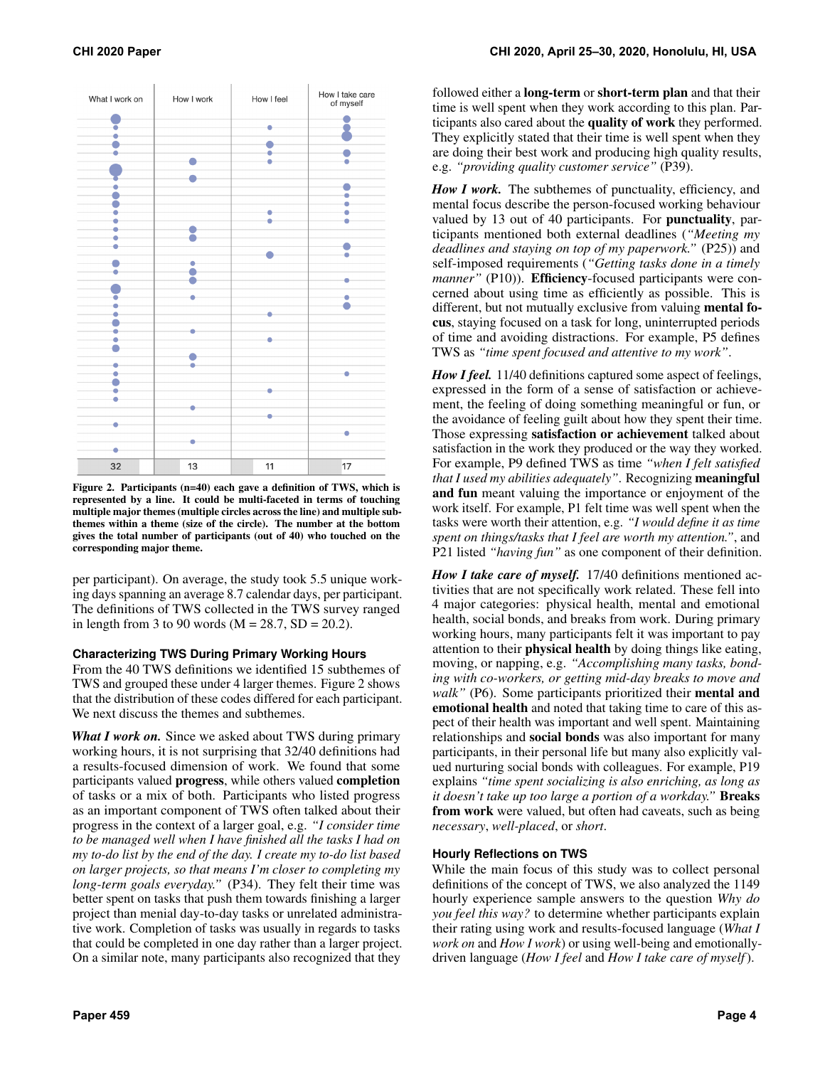What I work on | How I work | How I feel | How I take care of myself

32 | 13 | 11 | 17

Figure 2. Participants (n=40) each gave a definition of TWS, which is represented by a line. It could be multi-faceted in terms of touching multiple major themes (multiple circles across the line) and multiple subthemes within a theme (size of the circle). The number at the bottom gives the total number of participants (out of 40) who touched on the corresponding major theme.

per participant). On average, the study took 5.5 unique working days spanning an average 8.7 calendar days, per participant. The definitions of TWS collected in the TWS survey ranged in length from 3 to 90 words (M = 28.7, SD = 20.2).

### Characterizing TWS During Primary Working Hours

From the 40 TWS definitions we identified 15 subthemes of TWS and grouped these under 4 larger themes. Figure 2 shows that the distribution of these codes differed for each participant. We next discuss the themes and subthemes.

***What I work on.*** Since we asked about TWS during primary working hours, it is not surprising that 32/40 definitions had a results-focused dimension of work. We found that some participants valued **progress**, while others valued **completion** of tasks or a mix of both. Participants who listed progress as an important component of TWS often talked about their progress in the context of a larger goal, e.g. *"I consider time to be managed well when I have finished all the tasks I had on my to-do list by the end of the day. I create my to-do list based on larger projects, so that means I'm closer to completing my long-term goals everyday."* (P34). They felt their time was better spent on tasks that push them towards finishing a larger project than menial day-to-day tasks or unrelated administrative work. Completion of tasks was usually in regards to tasks that could be completed in one day rather than a larger project. On a similar note, many participants also recognized that they followed either a **long-term** or **short-term plan** and that their time is well spent when they work according to this plan. Participants also cared about the **quality of work** they performed. They explicitly stated that their time is well spent when they are doing their best work and producing high quality results, e.g. *"providing quality customer service"* (P39).

***How I work.*** The subthemes of punctuality, efficiency, and mental focus describe the person-focused working behaviour valued by 13 out of 40 participants. For **punctuality**, participants mentioned both external deadlines (*"Meeting my deadlines and staying on top of my paperwork."* (P25)) and self-imposed requirements (*"Getting tasks done in a timely manner"* (P10)). **Efficiency**-focused participants were concerned about using time as efficiently as possible. This is different, but not mutually exclusive from valuing **mental focus**, staying focused on a task for long, uninterrupted periods of time and avoiding distractions. For example, P5 defines TWS as *"time spent focused and attentive to my work"*.

***How I feel.*** 11/40 definitions captured some aspect of feelings, expressed in the form of a sense of satisfaction or achievement, the feeling of doing something meaningful or fun, or the avoidance of feeling guilt about how they spent their time. Those expressing **satisfaction or achievement** talked about satisfaction in the work they produced or the way they worked. For example, P9 defined TWS as time *"when I felt satisfied that I used my abilities adequately"*. Recognizing **meaningful and fun** meant valuing the importance or enjoyment of the work itself. For example, P1 felt time was well spent when the tasks were worth their attention, e.g. *"I would define it as time spent on things/tasks that I feel are worth my attention."*, and P21 listed *"having fun"* as one component of their definition.

***How I take care of myself.*** 17/40 definitions mentioned activities that are not specifically work related. These fell into 4 major categories: physical health, mental and emotional health, social bonds, and breaks from work. During primary working hours, many participants felt it was important to pay attention to their **physical health** by doing things like eating, moving, or napping, e.g. *"Accomplishing many tasks, bonding with co-workers, or getting mid-day breaks to move and walk"* (P6). Some participants prioritized their **mental and emotional health** and noted that taking time to care of this aspect of their health was important and well spent. Maintaining relationships and **social bonds** was also important for many participants, in their personal life but many also explicitly valued nurturing social bonds with colleagues. For example, P19 explains *"time spent socializing is also enriching, as long as it doesn't take up too large a portion of a workday."* **Breaks from work** were valued, but often had caveats, such as being *necessary*, *well-placed*, or *short*.

### Hourly Reflections on TWS

While the main focus of this study was to collect personal definitions of the concept of TWS, we also analyzed the 1149 hourly experience sample answers to the question *Why do you feel this way?* to determine whether participants explain their rating using work and results-focused language (*What I work on* and *How I work*) or using well-being and emotionally-driven language (*How I feel* and *How I take care of myself*).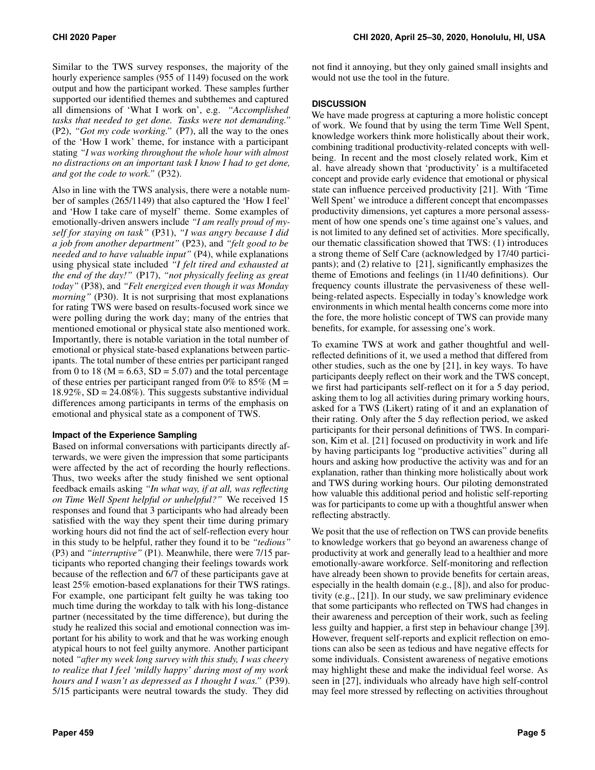Similar to the TWS survey responses, the majority of the hourly experience samples (955 of 1149) focused on the work output and how the participant worked. These samples further supported our identified themes and subthemes and captured all dimensions of 'What I work on', e.g. *"Accomplished tasks that needed to get done. Tasks were not demanding."* (P2), *"Got my code working."* (P7), all the way to the ones of the 'How I work' theme, for instance with a participant stating *"I was working throughout the whole hour with almost no distractions on an important task I know I had to get done, and got the code to work."* (P32).

Also in line with the TWS analysis, there were a notable number of samples (265/1149) that also captured the 'How I feel' and 'How I take care of myself' theme. Some examples of emotionally-driven answers include *"I am really proud of myself for staying on task"* (P31), *"I was angry because I did a job from another department"* (P23), and *"felt good to be needed and to have valuable input"* (P4), while explanations using physical state included *"I felt tired and exhausted at the end of the day!"* (P17), *"not physically feeling as great today"* (P38), and *"Felt energized even though it was Monday morning"* (P30). It is not surprising that most explanations for rating TWS were based on results-focused work since we were polling during the work day; many of the entries that mentioned emotional or physical state also mentioned work. Importantly, there is notable variation in the total number of emotional or physical state-based explanations between participants. The total number of these entries per participant ranged from 0 to 18 ($M = 6.63$, $SD = 5.07$) and the total percentage of these entries per participant ranged from 0% to 85% ($M = 18.92\%$, $SD = 24.08\%$). This suggests substantive individual differences among participants in terms of the emphasis on emotional and physical state as a component of TWS.

### Impact of the Experience Sampling

Based on informal conversations with participants directly afterwards, we were given the impression that some participants were affected by the act of recording the hourly reflections. Thus, two weeks after the study finished we sent optional feedback emails asking *"In what way, if at all, was reflecting on Time Well Spent helpful or unhelpful?"* We received 15 responses and found that 3 participants who had already been satisfied with the way they spent their time during primary working hours did not find the act of self-reflection every hour in this study to be helpful, rather they found it to be *"tedious"* (P3) and *"interruptive"* (P1). Meanwhile, there were 7/15 participants who reported changing their feelings towards work because of the reflection and 6/7 of these participants gave at least 25% emotion-based explanations for their TWS ratings. For example, one participant felt guilty he was taking too much time during the workday to talk with his long-distance partner (necessitated by the time difference), but during the study he realized this social and emotional connection was important for his ability to work and that he was working enough atypical hours to not feel guilty anymore. Another participant noted *"after my week long survey with this study, I was cheery to realize that I feel 'mildly happy' during most of my work hours and I wasn't as depressed as I thought I was."* (P39). 5/15 participants were neutral towards the study. They did not find it annoying, but they only gained small insights and would not use the tool in the future.

## DISCUSSION

We have made progress at capturing a more holistic concept of work. We found that by using the term Time Well Spent, knowledge workers think more holistically about their work, combining traditional productivity-related concepts with well-being. In recent and the most closely related work, Kim et al. have already shown that 'productivity' is a multifaceted concept and provide early evidence that emotional or physical state can influence perceived productivity [21]. With 'Time Well Spent' we introduce a different concept that encompasses productivity dimensions, yet captures a more personal assessment of how one spends one's time against one's values, and is not limited to any defined set of activities. More specifically, our thematic classification showed that TWS: (1) introduces a strong theme of Self Care (acknowledged by 17/40 participants); and (2) relative to [21], significantly emphasizes the theme of Emotions and feelings (in 11/40 definitions). Our frequency counts illustrate the pervasiveness of these well-being-related aspects. Especially in today's knowledge work environments in which mental health concerns come more into the fore, the more holistic concept of TWS can provide many benefits, for example, for assessing one's work.

To examine TWS at work and gather thoughtful and well-reflected definitions of it, we used a method that differed from other studies, such as the one by [21], in key ways. To have participants deeply reflect on their work and the TWS concept, we first had participants self-reflect on it for a 5 day period, asking them to log all activities during primary working hours, asked for a TWS (Likert) rating of it and an explanation of their rating. Only after the 5 day reflection period, we asked participants for their personal definitions of TWS. In comparison, Kim et al. [21] focused on productivity in work and life by having participants log "productive activities" during all hours and asking how productive the activity was and for an explanation, rather than thinking more holistically about work and TWS during working hours. Our piloting demonstrated how valuable this additional period and holistic self-reporting was for participants to come up with a thoughtful answer when reflecting abstractly.

We posit that the use of reflection on TWS can provide benefits to knowledge workers that go beyond an awareness change of productivity at work and generally lead to a healthier and more emotionally-aware workforce. Self-monitoring and reflection have already been shown to provide benefits for certain areas, especially in the health domain (e.g., [8]), and also for productivity (e.g., [21]). In our study, we saw preliminary evidence that some participants who reflected on TWS had changes in their awareness and perception of their work, such as feeling less guilty and happier, a first step in behaviour change [39]. However, frequent self-reports and explicit reflection on emotions can also be seen as tedious and have negative effects for some individuals. Consistent awareness of negative emotions may highlight these and make the individual feel worse. As seen in [27], individuals who already have high self-control may feel more stressed by reflecting on activities throughout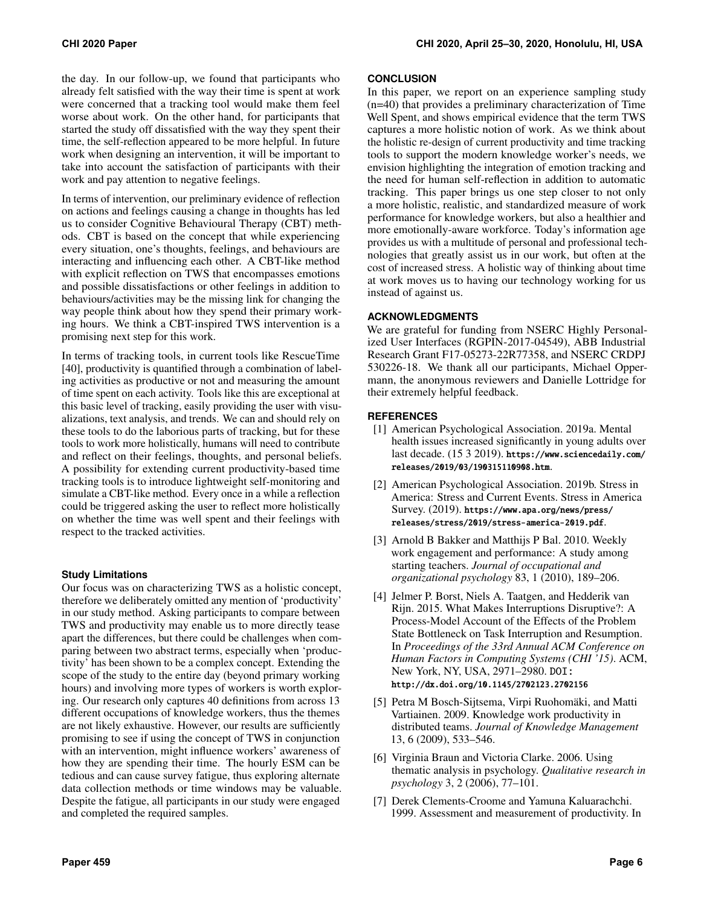the day. In our follow-up, we found that participants who already felt satisfied with the way their time is spent at work were concerned that a tracking tool would make them feel worse about work. On the other hand, for participants that started the study off dissatisfied with the way they spent their time, the self-reflection appeared to be more helpful. In future work when designing an intervention, it will be important to take into account the satisfaction of participants with their work and pay attention to negative feelings.

In terms of intervention, our preliminary evidence of reflection on actions and feelings causing a change in thoughts has led us to consider Cognitive Behavioural Therapy (CBT) methods. CBT is based on the concept that while experiencing every situation, one's thoughts, feelings, and behaviours are interacting and influencing each other. A CBT-like method with explicit reflection on TWS that encompasses emotions and possible dissatisfactions or other feelings in addition to behaviours/activities may be the missing link for changing the way people think about how they spend their primary working hours. We think a CBT-inspired TWS intervention is a promising next step for this work.

In terms of tracking tools, in current tools like RescueTime [40], productivity is quantified through a combination of labeling activities as productive or not and measuring the amount of time spent on each activity. Tools like this are exceptional at this basic level of tracking, easily providing the user with visualizations, text analysis, and trends. We can and should rely on these tools to do the laborious parts of tracking, but for these tools to work more holistically, humans will need to contribute and reflect on their feelings, thoughts, and personal beliefs. A possibility for extending current productivity-based time tracking tools is to introduce lightweight self-monitoring and simulate a CBT-like method. Every once in a while a reflection could be triggered asking the user to reflect more holistically on whether the time was well spent and their feelings with respect to the tracked activities.

### Study Limitations

Our focus was on characterizing TWS as a holistic concept, therefore we deliberately omitted any mention of 'productivity' in our study method. Asking participants to compare between TWS and productivity may enable us to more directly tease apart the differences, but there could be challenges when comparing between two abstract terms, especially when 'productivity' has been shown to be a complex concept. Extending the scope of the study to the entire day (beyond primary working hours) and involving more types of workers is worth exploring. Our research only captures 40 definitions from across 13 different occupations of knowledge workers, thus the themes are not likely exhaustive. However, our results are sufficiently promising to see if using the concept of TWS in conjunction with an intervention, might influence workers' awareness of how they are spending their time. The hourly ESM can be tedious and can cause survey fatigue, thus exploring alternate data collection methods or time windows may be valuable. Despite the fatigue, all participants in our study were engaged and completed the required samples.

## CONCLUSION

In this paper, we report on an experience sampling study (n=40) that provides a preliminary characterization of Time Well Spent, and shows empirical evidence that the term TWS captures a more holistic notion of work. As we think about the holistic re-design of current productivity and time tracking tools to support the modern knowledge worker's needs, we envision highlighting the integration of emotion tracking and the need for human self-reflection in addition to automatic tracking. This paper brings us one step closer to not only a more holistic, realistic, and standardized measure of work performance for knowledge workers, but also a healthier and more emotionally-aware workforce. Today's information age provides us with a multitude of personal and professional technologies that greatly assist us in our work, but often at the cost of increased stress. A holistic way of thinking about time at work moves us to having our technology working for us instead of against us.

## ACKNOWLEDGMENTS

We are grateful for funding from NSERC Highly Personalized User Interfaces (RGPIN-2017-04549), ABB Industrial Research Grant F17-05273-22R77358, and NSERC CRDPJ 530226-18. We thank all our participants, Michael Oppermann, the anonymous reviewers and Danielle Lottridge for their extremely helpful feedback.

## REFERENCES

[1] American Psychological Association. 2019a. Mental health issues increased significantly in young adults over last decade. (15 3 2019). https://www.sciencedaily.com/releases/2019/03/190315110908.htm.

[2] American Psychological Association. 2019b. Stress in America: Stress and Current Events. Stress in America Survey. (2019). https://www.apa.org/news/press/releases/stress/2019/stress-america-2019.pdf.

[3] Arnold B Bakker and Matthijs P Bal. 2010. Weekly work engagement and performance: A study among starting teachers. *Journal of occupational and organizational psychology* 83, 1 (2010), 189–206.

[4] Jelmer P. Borst, Niels A. Taatgen, and Hedderik van Rijn. 2015. What Makes Interruptions Disruptive?: A Process-Model Account of the Effects of the Problem State Bottleneck on Task Interruption and Resumption. In *Proceedings of the 33rd Annual ACM Conference on Human Factors in Computing Systems (CHI '15)*. ACM, New York, NY, USA, 2971–2980. DOI: http://dx.doi.org/10.1145/2702123.2702156

[5] Petra M Bosch-Sijtsema, Virpi Ruohomäki, and Matti Vartiainen. 2009. Knowledge work productivity in distributed teams. *Journal of Knowledge Management* 13, 6 (2009), 533–546.

[6] Virginia Braun and Victoria Clarke. 2006. Using thematic analysis in psychology. *Qualitative research in psychology* 3, 2 (2006), 77–101.

[7] Derek Clements-Croome and Yamuna Kaluarachchi. 1999. Assessment and measurement of productivity. In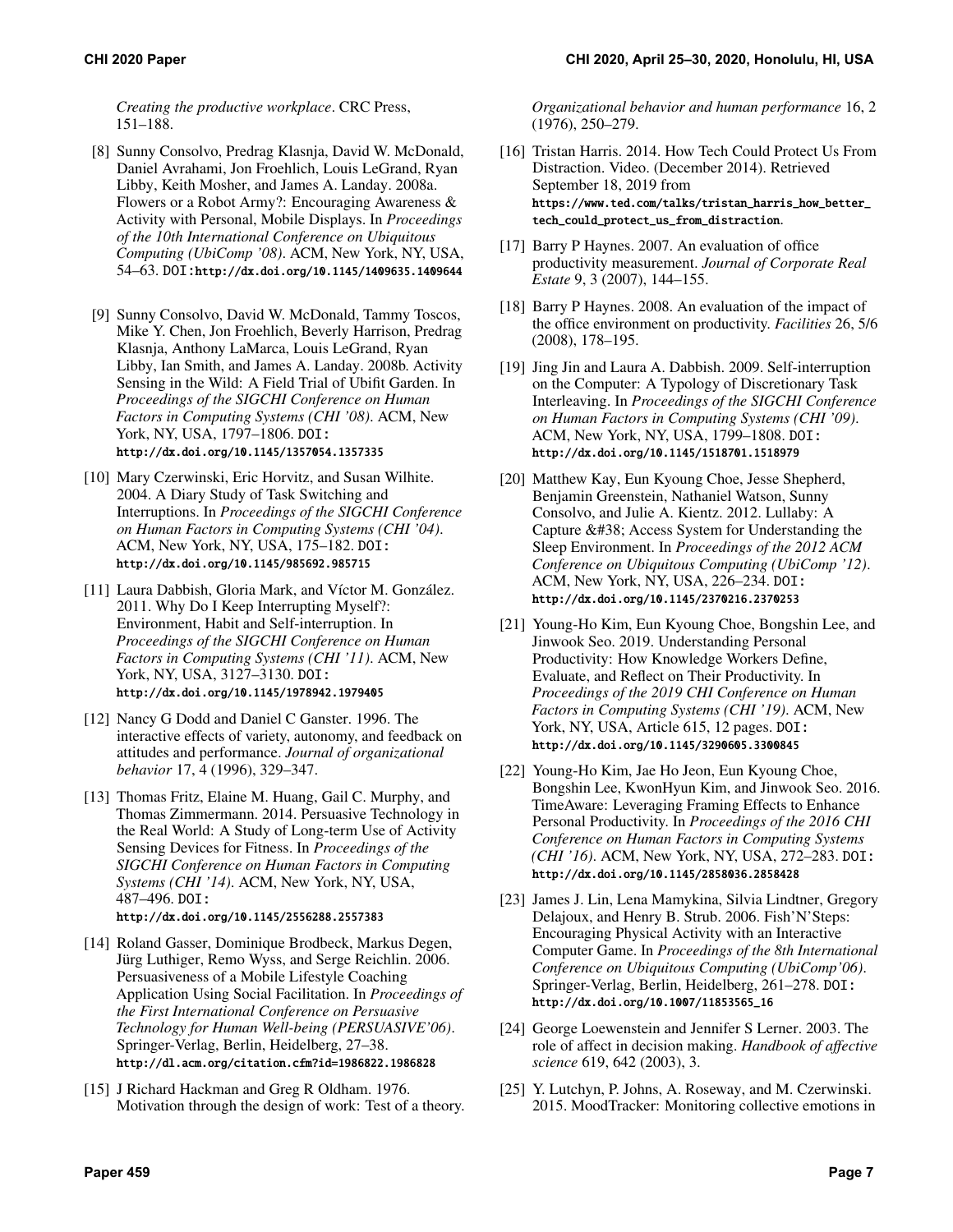*Creating the productive workplace*. CRC Press, 151–188.

[8] Sunny Consolvo, Predrag Klasnja, David W. McDonald, Daniel Avrahami, Jon Froehlich, Louis LeGrand, Ryan Libby, Keith Mosher, and James A. Landay. 2008a. Flowers or a Robot Army?: Encouraging Awareness & Activity with Personal, Mobile Displays. In *Proceedings of the 10th International Conference on Ubiquitous Computing (UbiComp '08)*. ACM, New York, NY, USA, 54–63. DOI: http://dx.doi.org/10.1145/1409635.1409644

[9] Sunny Consolvo, David W. McDonald, Tammy Toscos, Mike Y. Chen, Jon Froehlich, Beverly Harrison, Predrag Klasnja, Anthony LaMarca, Louis LeGrand, Ryan Libby, Ian Smith, and James A. Landay. 2008b. Activity Sensing in the Wild: A Field Trial of Ubifit Garden. In *Proceedings of the SIGCHI Conference on Human Factors in Computing Systems (CHI '08)*. ACM, New York, NY, USA, 1797–1806. DOI: http://dx.doi.org/10.1145/1357054.1357335

[10] Mary Czerwinski, Eric Horvitz, and Susan Wilhite. 2004. A Diary Study of Task Switching and Interruptions. In *Proceedings of the SIGCHI Conference on Human Factors in Computing Systems (CHI '04)*. ACM, New York, NY, USA, 175–182. DOI: http://dx.doi.org/10.1145/985692.985715

[11] Laura Dabbish, Gloria Mark, and Víctor M. González. 2011. Why Do I Keep Interrupting Myself?: Environment, Habit and Self-interruption. In *Proceedings of the SIGCHI Conference on Human Factors in Computing Systems (CHI '11)*. ACM, New York, NY, USA, 3127–3130. DOI: http://dx.doi.org/10.1145/1978942.1979405

[12] Nancy G Dodd and Daniel C Ganster. 1996. The interactive effects of variety, autonomy, and feedback on attitudes and performance. *Journal of organizational behavior* 17, 4 (1996), 329–347.

[13] Thomas Fritz, Elaine M. Huang, Gail C. Murphy, and Thomas Zimmermann. 2014. Persuasive Technology in the Real World: A Study of Long-term Use of Activity Sensing Devices for Fitness. In *Proceedings of the SIGCHI Conference on Human Factors in Computing Systems (CHI '14)*. ACM, New York, NY, USA, 487–496. DOI: http://dx.doi.org/10.1145/2556288.2557383

[14] Roland Gasser, Dominique Brodbeck, Markus Degen, Jürg Luthiger, Remo Wyss, and Serge Reichlin. 2006. Persuasiveness of a Mobile Lifestyle Coaching Application Using Social Facilitation. In *Proceedings of the First International Conference on Persuasive Technology for Human Well-being (PERSUASIVE'06)*. Springer-Verlag, Berlin, Heidelberg, 27–38. http://dl.acm.org/citation.cfm?id=1986822.1986828

[15] J Richard Hackman and Greg R Oldham. 1976. Motivation through the design of work: Test of a theory. *Organizational behavior and human performance* 16, 2 (1976), 250–279.

[16] Tristan Harris. 2014. How Tech Could Protect Us From Distraction. Video. (December 2014). Retrieved September 18, 2019 from https://www.ted.com/talks/tristan_harris_how_better_tech_could_protect_us_from_distraction.

[17] Barry P Haynes. 2007. An evaluation of office productivity measurement. *Journal of Corporate Real Estate* 9, 3 (2007), 144–155.

[18] Barry P Haynes. 2008. An evaluation of the impact of the office environment on productivity. *Facilities* 26, 5/6 (2008), 178–195.

[19] Jing Jin and Laura A. Dabbish. 2009. Self-interruption on the Computer: A Typology of Discretionary Task Interleaving. In *Proceedings of the SIGCHI Conference on Human Factors in Computing Systems (CHI '09)*. ACM, New York, NY, USA, 1799–1808. DOI: http://dx.doi.org/10.1145/1518701.1518979

[20] Matthew Kay, Eun Kyoung Choe, Jesse Shepherd, Benjamin Greenstein, Nathaniel Watson, Sunny Consolvo, and Julie A. Kientz. 2012. Lullaby: A Capture &#38; Access System for Understanding the Sleep Environment. In *Proceedings of the 2012 ACM Conference on Ubiquitous Computing (UbiComp '12)*. ACM, New York, NY, USA, 226–234. DOI: http://dx.doi.org/10.1145/2370216.2370253

[21] Young-Ho Kim, Eun Kyoung Choe, Bongshin Lee, and Jinwook Seo. 2019. Understanding Personal Productivity: How Knowledge Workers Define, Evaluate, and Reflect on Their Productivity. In *Proceedings of the 2019 CHI Conference on Human Factors in Computing Systems (CHI '19)*. ACM, New York, NY, USA, Article 615, 12 pages. DOI: http://dx.doi.org/10.1145/3290605.3300845

[22] Young-Ho Kim, Jae Ho Jeon, Eun Kyoung Choe, Bongshin Lee, KwonHyun Kim, and Jinwook Seo. 2016. TimeAware: Leveraging Framing Effects to Enhance Personal Productivity. In *Proceedings of the 2016 CHI Conference on Human Factors in Computing Systems (CHI '16)*. ACM, New York, NY, USA, 272–283. DOI: http://dx.doi.org/10.1145/2858036.2858428

[23] James J. Lin, Lena Mamykina, Silvia Lindtner, Gregory Delajoux, and Henry B. Strub. 2006. Fish'N'Steps: Encouraging Physical Activity with an Interactive Computer Game. In *Proceedings of the 8th International Conference on Ubiquitous Computing (UbiComp'06)*. Springer-Verlag, Berlin, Heidelberg, 261–278. DOI: http://dx.doi.org/10.1007/11853565_16

[24] George Loewenstein and Jennifer S Lerner. 2003. The role of affect in decision making. *Handbook of affective science* 619, 642 (2003), 3.

[25] Y. Lutchyn, P. Johns, A. Roseway, and M. Czerwinski. 2015. MoodTracker: Monitoring collective emotions in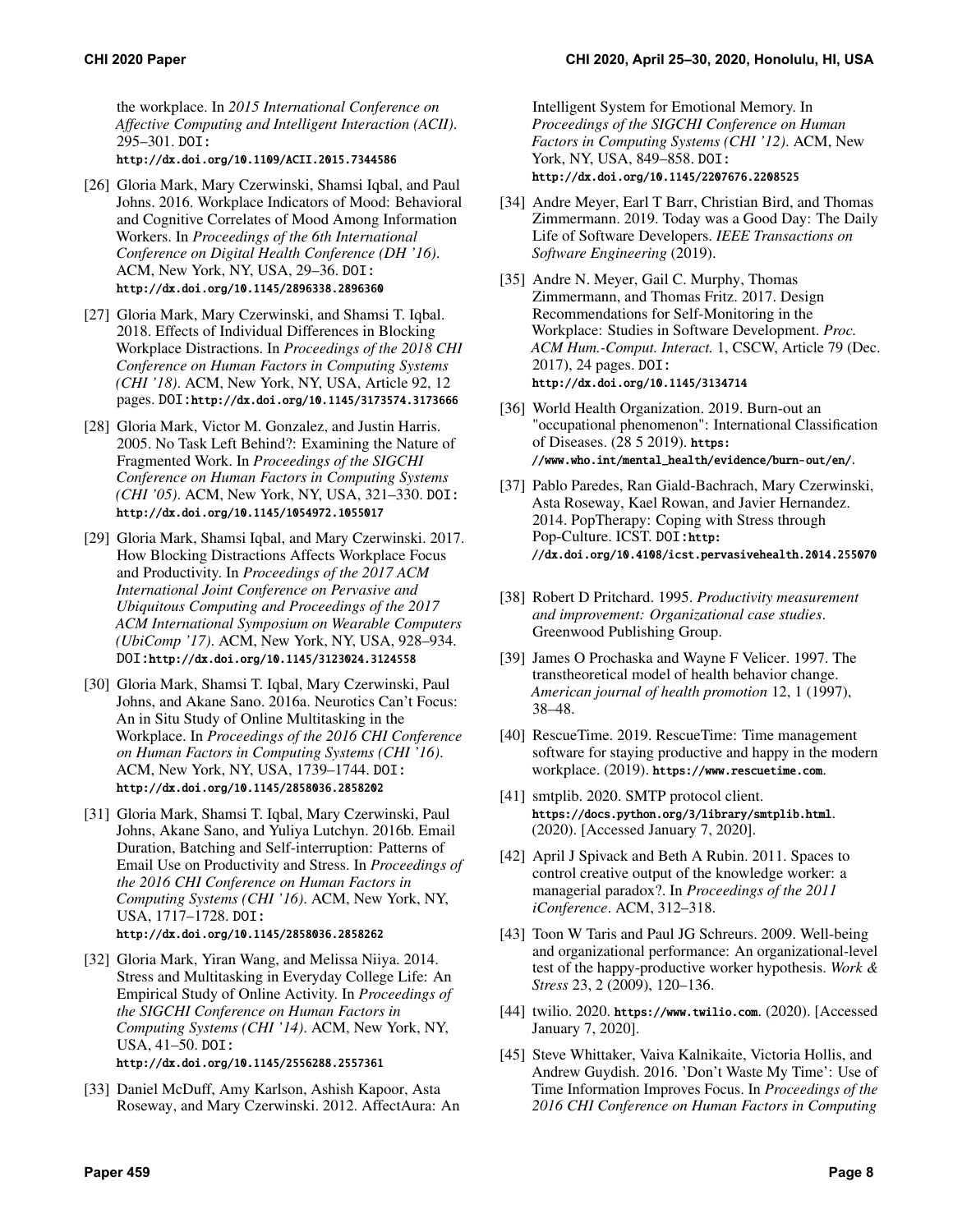the workplace. In *2015 International Conference on Affective Computing and Intelligent Interaction (ACII)*. 295–301. DOI: http://dx.doi.org/10.1109/ACII.2015.7344586

[26] Gloria Mark, Mary Czerwinski, Shamsi Iqbal, and Paul Johns. 2016. Workplace Indicators of Mood: Behavioral and Cognitive Correlates of Mood Among Information Workers. In *Proceedings of the 6th International Conference on Digital Health Conference (DH '16)*. ACM, New York, NY, USA, 29–36. DOI: http://dx.doi.org/10.1145/2896338.2896360

[27] Gloria Mark, Mary Czerwinski, and Shamsi T. Iqbal. 2018. Effects of Individual Differences in Blocking Workplace Distractions. In *Proceedings of the 2018 CHI Conference on Human Factors in Computing Systems (CHI '18)*. ACM, New York, NY, USA, Article 92, 12 pages. DOI:http://dx.doi.org/10.1145/3173574.3173666

[28] Gloria Mark, Victor M. Gonzalez, and Justin Harris. 2005. No Task Left Behind?: Examining the Nature of Fragmented Work. In *Proceedings of the SIGCHI Conference on Human Factors in Computing Systems (CHI '05)*. ACM, New York, NY, USA, 321–330. DOI: http://dx.doi.org/10.1145/1054972.1055017

[29] Gloria Mark, Shamsi Iqbal, and Mary Czerwinski. 2017. How Blocking Distractions Affects Workplace Focus and Productivity. In *Proceedings of the 2017 ACM International Joint Conference on Pervasive and Ubiquitous Computing and Proceedings of the 2017 ACM International Symposium on Wearable Computers (UbiComp '17)*. ACM, New York, NY, USA, 928–934. DOI:http://dx.doi.org/10.1145/3123024.3124558

[30] Gloria Mark, Shamsi T. Iqbal, Mary Czerwinski, Paul Johns, and Akane Sano. 2016a. Neurotics Can't Focus: An in Situ Study of Online Multitasking in the Workplace. In *Proceedings of the 2016 CHI Conference on Human Factors in Computing Systems (CHI '16)*. ACM, New York, NY, USA, 1739–1744. DOI: http://dx.doi.org/10.1145/2858036.2858202

[31] Gloria Mark, Shamsi T. Iqbal, Mary Czerwinski, Paul Johns, Akane Sano, and Yuliya Lutchyn. 2016b. Email Duration, Batching and Self-interruption: Patterns of Email Use on Productivity and Stress. In *Proceedings of the 2016 CHI Conference on Human Factors in Computing Systems (CHI '16)*. ACM, New York, NY, USA, 1717–1728. DOI: http://dx.doi.org/10.1145/2858036.2858262

[32] Gloria Mark, Yiran Wang, and Melissa Niiya. 2014. Stress and Multitasking in Everyday College Life: An Empirical Study of Online Activity. In *Proceedings of the SIGCHI Conference on Human Factors in Computing Systems (CHI '14)*. ACM, New York, NY, USA, 41–50. DOI: http://dx.doi.org/10.1145/2556288.2557361

[33] Daniel McDuff, Amy Karlson, Ashish Kapoor, Asta Roseway, and Mary Czerwinski. 2012. AffectAura: An Intelligent System for Emotional Memory. In *Proceedings of the SIGCHI Conference on Human Factors in Computing Systems (CHI '12)*. ACM, New York, NY, USA, 849–858. DOI: http://dx.doi.org/10.1145/2207676.2208525

[34] Andre Meyer, Earl T Barr, Christian Bird, and Thomas Zimmermann. 2019. Today was a Good Day: The Daily Life of Software Developers. *IEEE Transactions on Software Engineering* (2019).

[35] Andre N. Meyer, Gail C. Murphy, Thomas Zimmermann, and Thomas Fritz. 2017. Design Recommendations for Self-Monitoring in the Workplace: Studies in Software Development. *Proc. ACM Hum.-Comput. Interact.* 1, CSCW, Article 79 (Dec. 2017), 24 pages. DOI: http://dx.doi.org/10.1145/3134714

[36] World Health Organization. 2019. Burn-out an "occupational phenomenon": International Classification of Diseases. (28 5 2019). https://www.who.int/mental_health/evidence/burn-out/en/.

[37] Pablo Paredes, Ran Giald-Bachrach, Mary Czerwinski, Asta Roseway, Kael Rowan, and Javier Hernandez. 2014. PopTherapy: Coping with Stress through Pop-Culture. ICST. DOI:http://dx.doi.org/10.4108/icst.pervasivehealth.2014.255070

[38] Robert D Pritchard. 1995. *Productivity measurement and improvement: Organizational case studies*. Greenwood Publishing Group.

[39] James O Prochaska and Wayne F Velicer. 1997. The transtheoretical model of health behavior change. *American journal of health promotion* 12, 1 (1997), 38–48.

[40] RescueTime. 2019. RescueTime: Time management software for staying productive and happy in the modern workplace. (2019). https://www.rescuetime.com.

[41] smtplib. 2020. SMTP protocol client. https://docs.python.org/3/library/smtplib.html. (2020). [Accessed January 7, 2020].

[42] April J Spivack and Beth A Rubin. 2011. Spaces to control creative output of the knowledge worker: a managerial paradox?. In *Proceedings of the 2011 iConference*. ACM, 312–318.

[43] Toon W Taris and Paul JG Schreurs. 2009. Well-being and organizational performance: An organizational-level test of the happy-productive worker hypothesis. *Work & Stress* 23, 2 (2009), 120–136.

[44] twilio. 2020. https://www.twilio.com. (2020). [Accessed January 7, 2020].

[45] Steve Whittaker, Vaiva Kalnikaite, Victoria Hollis, and Andrew Guydish. 2016. 'Don't Waste My Time': Use of Time Information Improves Focus. In *Proceedings of the 2016 CHI Conference on Human Factors in Computing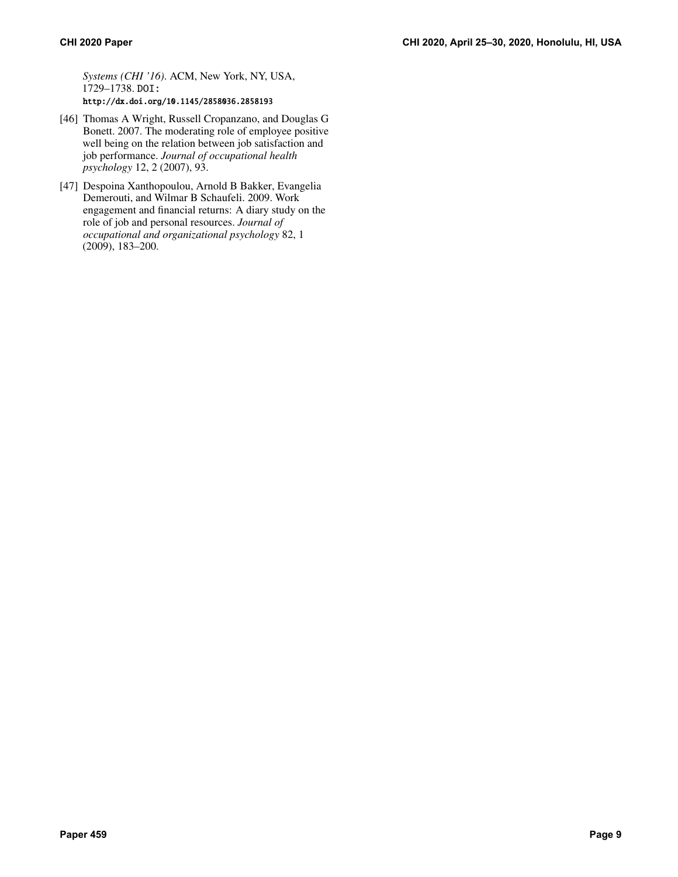*Systems (CHI '16)*. ACM, New York, NY, USA, 1729–1738. DOI: http://dx.doi.org/10.1145/2858036.2858193

[46] Thomas A Wright, Russell Cropanzano, and Douglas G Bonett. 2007. The moderating role of employee positive well being on the relation between job satisfaction and job performance. *Journal of occupational health psychology* 12, 2 (2007), 93.

[47] Despoina Xanthopoulou, Arnold B Bakker, Evangelia Demerouti, and Wilmar B Schaufeli. 2009. Work engagement and financial returns: A diary study on the role of job and personal resources. *Journal of occupational and organizational psychology* 82, 1 (2009), 183–200.